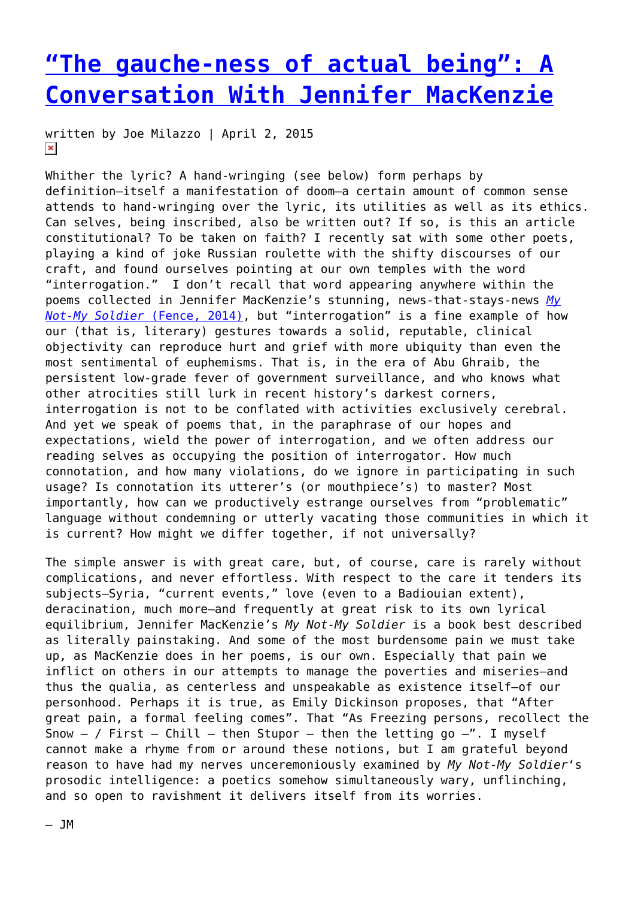# "The gauche-ness of actual being": A Conversation With Jennifer MacKenzie

written by Joe Milazzo | April 2, 2015

Whither the lyric? A hand-wringing (see below) form perhaps by definition—itself a manifestation of doom—a certain amount of common sense attends to hand-wringing over the lyric, its utilities as well as its ethics. Can selves, being inscribed, also be written out? If so, is this an article constitutional? To be taken on faith? I recently sat with some other poets, playing a kind of joke Russian roulette with the shifty discourses of our craft, and found ourselves pointing at our own temples with the word "interrogation." I don't recall that word appearing anywhere within the poems collected in Jennifer MacKenzie's stunning, news-that-stays-news *My Not-My Soldier* (Fence, 2014), but "interrogation" is a fine example of how our (that is, literary) gestures towards a solid, reputable, clinical objectivity can reproduce hurt and grief with more ubiquity than even the most sentimental of euphemisms. That is, in the era of Abu Ghraib, the persistent low-grade fever of government surveillance, and who knows what other atrocities still lurk in recent history's darkest corners, interrogation is not to be conflated with activities exclusively cerebral. And yet we speak of poems that, in the paraphrase of our hopes and expectations, wield the power of interrogation, and we often address our reading selves as occupying the position of interrogator. How much connotation, and how many violations, do we ignore in participating in such usage? Is connotation its utterer's (or mouthpiece's) to master? Most importantly, how can we productively estrange ourselves from "problematic" language without condemning or utterly vacating those communities in which it is current? How might we differ together, if not universally?

The simple answer is with great care, but, of course, care is rarely without complications, and never effortless. With respect to the care it tenders its subjects—Syria, "current events," love (even to a Badiouian extent), deracination, much more—and frequently at great risk to its own lyrical equilibrium, Jennifer MacKenzie's *My Not-My Soldier* is a book best described as literally painstaking. And some of the most burdensome pain we must take up, as MacKenzie does in her poems, is our own. Especially that pain we inflict on others in our attempts to manage the poverties and miseries—and thus the qualia, as centerless and unspeakable as existence itself—of our personhood. Perhaps it is true, as Emily Dickinson proposes, that "After great pain, a formal feeling comes". That "As Freezing persons, recollect the Snow – / First – Chill – then Stupor – then the letting go –". I myself cannot make a rhyme from or around these notions, but I am grateful beyond reason to have had my nerves unceremoniously examined by *My Not-My Soldier*'s prosodic intelligence: a poetics somehow simultaneously wary, unflinching, and so open to ravishment it delivers itself from its worries.

– JM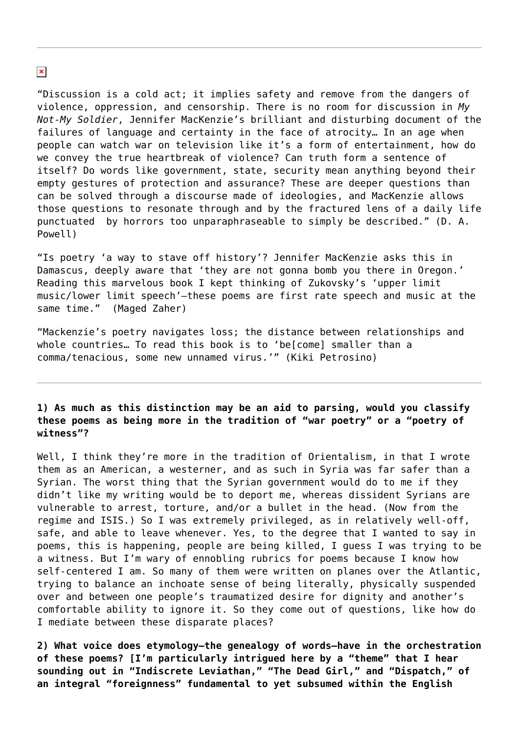---

“Discussion is a cold act; it implies safety and remove from the dangers of violence, oppression, and censorship. There is no room for discussion in *My Not-My Soldier*, Jennifer MacKenzie’s brilliant and disturbing document of the failures of language and certainty in the face of atrocity… In an age when people can watch war on television like it’s a form of entertainment, how do we convey the true heartbreak of violence? Can truth form a sentence of itself? Do words like government, state, security mean anything beyond their empty gestures of protection and assurance? These are deeper questions than can be solved through a discourse made of ideologies, and MacKenzie allows those questions to resonate through and by the fractured lens of a daily life punctuated by horrors too unparaphraseable to simply be described.” (D. A. Powell)

“Is poetry ‘a way to stave off history’? Jennifer MacKenzie asks this in Damascus, deeply aware that ‘they are not gonna bomb you there in Oregon.’ Reading this marvelous book I kept thinking of Zukovsky’s ‘upper limit music/lower limit speech’—these poems are first rate speech and music at the same time.” (Maged Zaher)

“Mackenzie’s poetry navigates loss; the distance between relationships and whole countries… To read this book is to ‘be[come] smaller than a comma/tenacious, some new unnamed virus.’” (Kiki Petrosino)

---

**1) As much as this distinction may be an aid to parsing, would you classify these poems as being more in the tradition of “war poetry” or a “poetry of witness”?**

Well, I think they’re more in the tradition of Orientalism, in that I wrote them as an American, a westerner, and as such in Syria was far safer than a Syrian. The worst thing that the Syrian government would do to me if they didn’t like my writing would be to deport me, whereas dissident Syrians are vulnerable to arrest, torture, and/or a bullet in the head. (Now from the regime and ISIS.) So I was extremely privileged, as in relatively well-off, safe, and able to leave whenever. Yes, to the degree that I wanted to say in poems, this is happening, people are being killed, I guess I was trying to be a witness. But I’m wary of ennobling rubrics for poems because I know how self-centered I am. So many of them were written on planes over the Atlantic, trying to balance an inchoate sense of being literally, physically suspended over and between one people’s traumatized desire for dignity and another’s comfortable ability to ignore it. So they come out of questions, like how do I mediate between these disparate places?

**2) What voice does etymology—the genealogy of words—have in the orchestration of these poems? [I’m particularly intrigued here by a “theme” that I hear sounding out in “Indiscrete Leviathan,” “The Dead Girl,” and “Dispatch,” of an integral “foreignness” fundamental to yet subsumed within the English**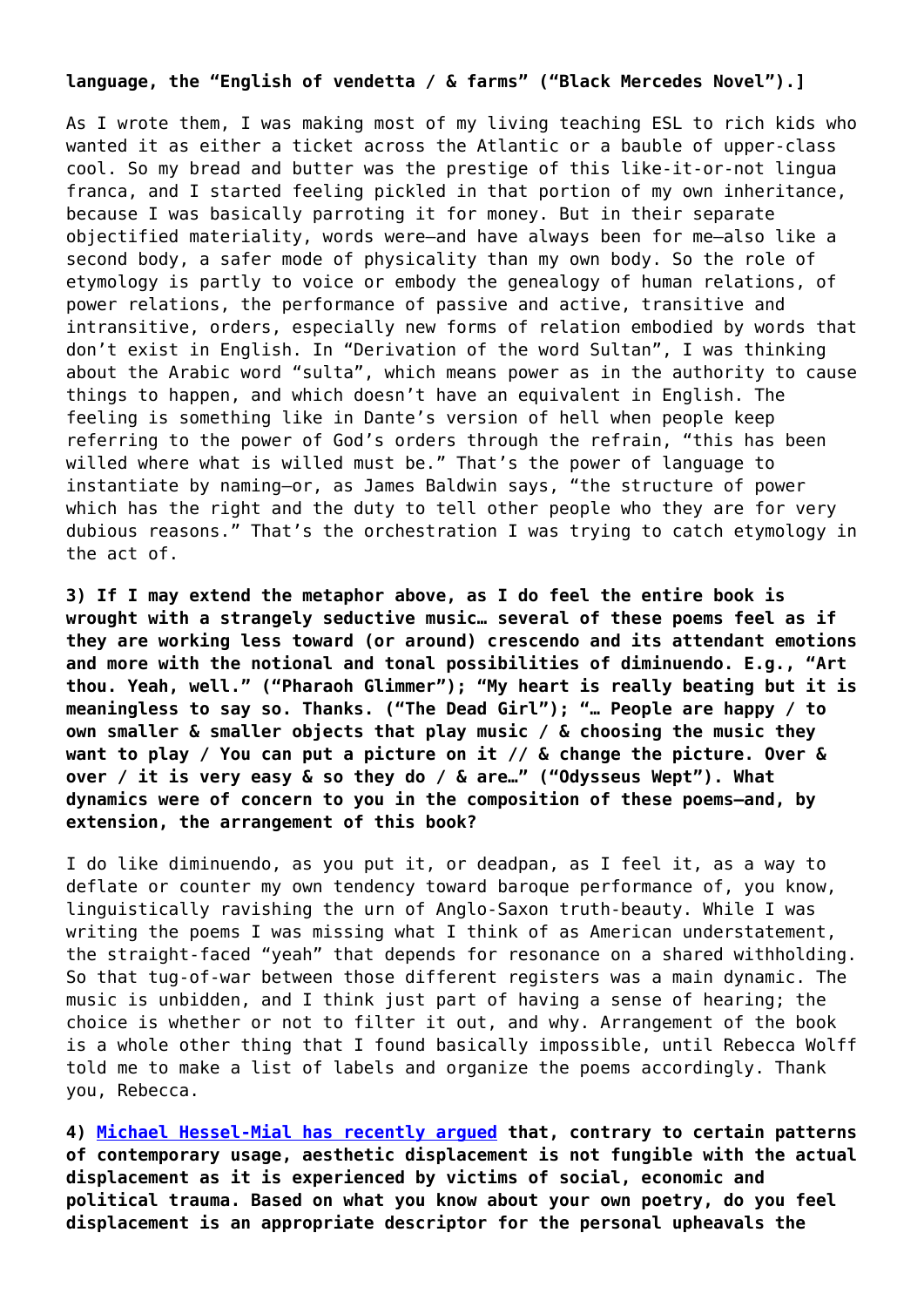**language, the “English of vendetta / & farms” (“Black Mercedes Novel”).]**

As I wrote them, I was making most of my living teaching ESL to rich kids who wanted it as either a ticket across the Atlantic or a bauble of upper-class cool. So my bread and butter was the prestige of this like-it-or-not lingua franca, and I started feeling pickled in that portion of my own inheritance, because I was basically parroting it for money. But in their separate objectified materiality, words were—and have always been for me—also like a second body, a safer mode of physicality than my own body. So the role of etymology is partly to voice or embody the genealogy of human relations, of power relations, the performance of passive and active, transitive and intransitive, orders, especially new forms of relation embodied by words that don’t exist in English. In “Derivation of the word Sultan”, I was thinking about the Arabic word “sulta”, which means power as in the authority to cause things to happen, and which doesn’t have an equivalent in English. The feeling is something like in Dante’s version of hell when people keep referring to the power of God’s orders through the refrain, “this has been willed where what is willed must be.” That’s the power of language to instantiate by naming—or, as James Baldwin says, “the structure of power which has the right and the duty to tell other people who they are for very dubious reasons.” That’s the orchestration I was trying to catch etymology in the act of.

**3) If I may extend the metaphor above, as I do feel the entire book is wrought with a strangely seductive music… several of these poems feel as if they are working less toward (or around) crescendo and its attendant emotions and more with the notional and tonal possibilities of diminuendo. E.g., “Art thou. Yeah, well.” (“Pharaoh Glimmer”); “My heart is really beating but it is meaningless to say so. Thanks. (“The Dead Girl”); “… People are happy / to own smaller & smaller objects that play music / & choosing the music they want to play / You can put a picture on it // & change the picture. Over & over / it is very easy & so they do / & are…” (“Odysseus Wept”). What dynamics were of concern to you in the composition of these poems—and, by extension, the arrangement of this book?**

I do like diminuendo, as you put it, or deadpan, as I feel it, as a way to deflate or counter my own tendency toward baroque performance of, you know, linguistically ravishing the urn of Anglo-Saxon truth-beauty. While I was writing the poems I was missing what I think of as American understatement, the straight-faced “yeah” that depends for resonance on a shared withholding. So that tug-of-war between those different registers was a main dynamic. The music is unbidden, and I think just part of having a sense of hearing; the choice is whether or not to filter it out, and why. Arrangement of the book is a whole other thing that I found basically impossible, until Rebecca Wolff told me to make a list of labels and organize the poems accordingly. Thank you, Rebecca.

**4) Michael Hessel-Mial has recently argued that, contrary to certain patterns of contemporary usage, aesthetic displacement is not fungible with the actual displacement as it is experienced by victims of social, economic and political trauma. Based on what you know about your own poetry, do you feel displacement is an appropriate descriptor for the personal upheavals the**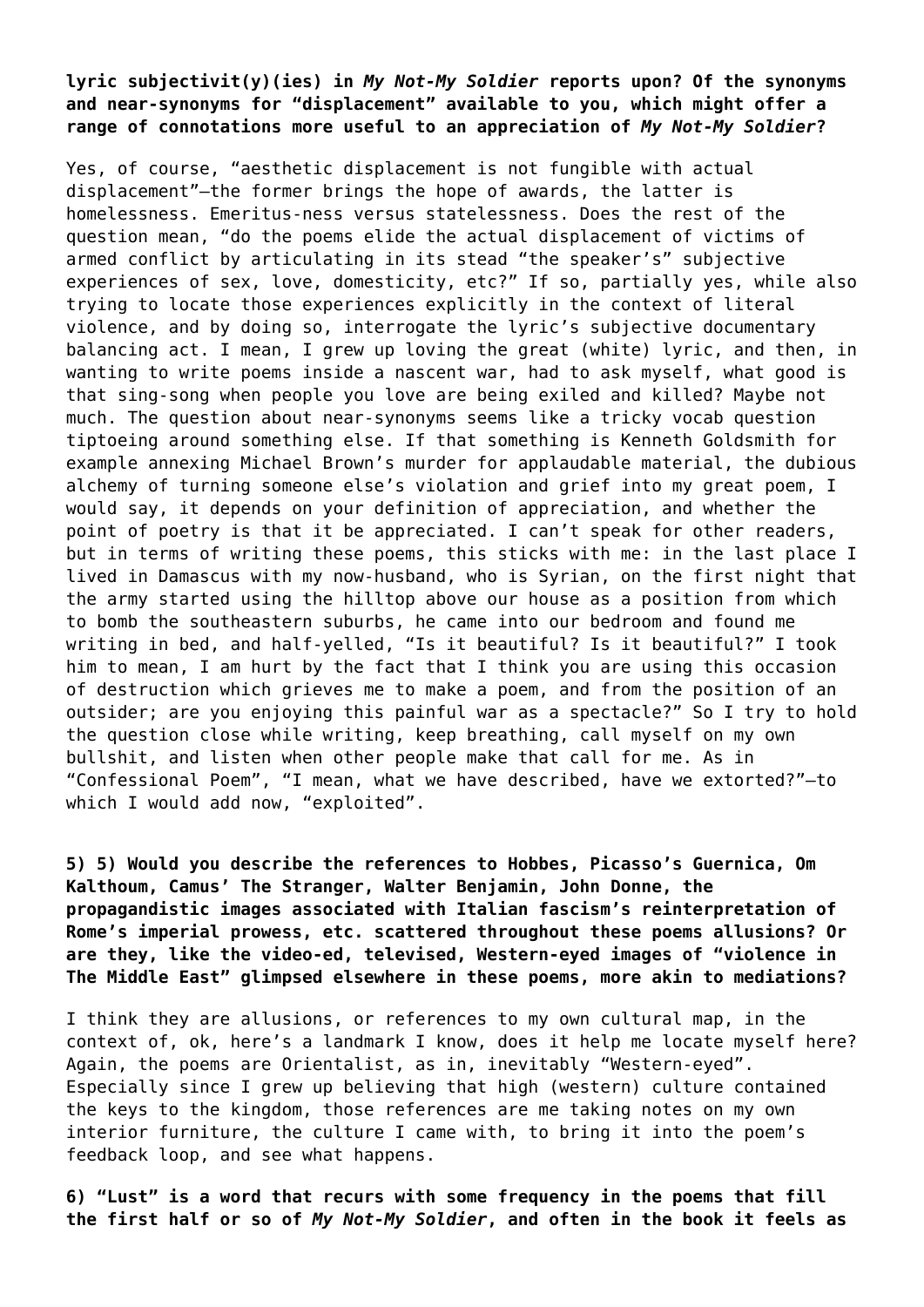**lyric subjectivit(y)(ies) in *My Not-My Soldier* reports upon? Of the synonyms and near-synonyms for "displacement" available to you, which might offer a range of connotations more useful to an appreciation of *My Not-My Soldier*?**

Yes, of course, "aesthetic displacement is not fungible with actual displacement"—the former brings the hope of awards, the latter is homelessness. Emeritus-ness versus statelessness. Does the rest of the question mean, "do the poems elide the actual displacement of victims of armed conflict by articulating in its stead "the speaker's" subjective experiences of sex, love, domesticity, etc?" If so, partially yes, while also trying to locate those experiences explicitly in the context of literal violence, and by doing so, interrogate the lyric's subjective documentary balancing act. I mean, I grew up loving the great (white) lyric, and then, in wanting to write poems inside a nascent war, had to ask myself, what good is that sing-song when people you love are being exiled and killed? Maybe not much. The question about near-synonyms seems like a tricky vocab question tiptoeing around something else. If that something is Kenneth Goldsmith for example annexing Michael Brown's murder for applaudable material, the dubious alchemy of turning someone else's violation and grief into my great poem, I would say, it depends on your definition of appreciation, and whether the point of poetry is that it be appreciated. I can't speak for other readers, but in terms of writing these poems, this sticks with me: in the last place I lived in Damascus with my now-husband, who is Syrian, on the first night that the army started using the hilltop above our house as a position from which to bomb the southeastern suburbs, he came into our bedroom and found me writing in bed, and half-yelled, "Is it beautiful? Is it beautiful?" I took him to mean, I am hurt by the fact that I think you are using this occasion of destruction which grieves me to make a poem, and from the position of an outsider; are you enjoying this painful war as a spectacle?" So I try to hold the question close while writing, keep breathing, call myself on my own bullshit, and listen when other people make that call for me. As in "Confessional Poem", "I mean, what we have described, have we extorted?"—to which I would add now, "exploited".

**5) 5) Would you describe the references to Hobbes, Picasso's Guernica, Om Kalthoum, Camus' The Stranger, Walter Benjamin, John Donne, the propagandistic images associated with Italian fascism's reinterpretation of Rome's imperial prowess, etc. scattered throughout these poems allusions? Or are they, like the video-ed, televised, Western-eyed images of "violence in The Middle East" glimpsed elsewhere in these poems, more akin to mediations?**

I think they are allusions, or references to my own cultural map, in the context of, ok, here's a landmark I know, does it help me locate myself here? Again, the poems are Orientalist, as in, inevitably "Western-eyed". Especially since I grew up believing that high (western) culture contained the keys to the kingdom, those references are me taking notes on my own interior furniture, the culture I came with, to bring it into the poem's feedback loop, and see what happens.

**6) "Lust" is a word that recurs with some frequency in the poems that fill the first half or so of *My Not-My Soldier*, and often in the book it feels as**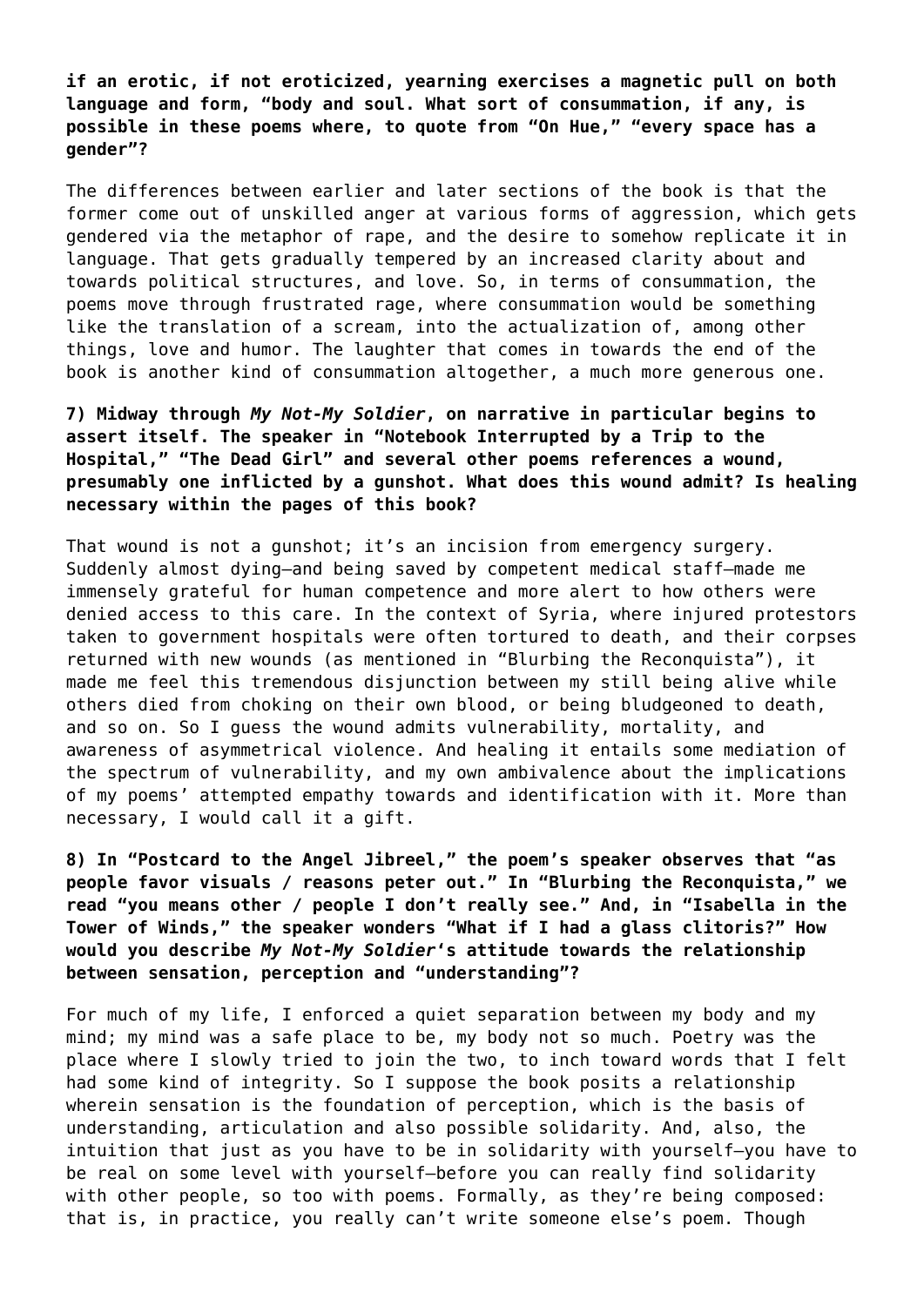**if an erotic, if not eroticized, yearning exercises a magnetic pull on both language and form, "body and soul. What sort of consummation, if any, is possible in these poems where, to quote from "On Hue," "every space has a gender"?**

The differences between earlier and later sections of the book is that the former come out of unskilled anger at various forms of aggression, which gets gendered via the metaphor of rape, and the desire to somehow replicate it in language. That gets gradually tempered by an increased clarity about and towards political structures, and love. So, in terms of consummation, the poems move through frustrated rage, where consummation would be something like the translation of a scream, into the actualization of, among other things, love and humor. The laughter that comes in towards the end of the book is another kind of consummation altogether, a much more generous one.

**7) Midway through *My Not-My Soldier*, on narrative in particular begins to assert itself. The speaker in "Notebook Interrupted by a Trip to the Hospital," "The Dead Girl" and several other poems references a wound, presumably one inflicted by a gunshot. What does this wound admit? Is healing necessary within the pages of this book?**

That wound is not a gunshot; it's an incision from emergency surgery. Suddenly almost dying—and being saved by competent medical staff—made me immensely grateful for human competence and more alert to how others were denied access to this care. In the context of Syria, where injured protestors taken to government hospitals were often tortured to death, and their corpses returned with new wounds (as mentioned in "Blurbing the Reconquista"), it made me feel this tremendous disjunction between my still being alive while others died from choking on their own blood, or being bludgeoned to death, and so on. So I guess the wound admits vulnerability, mortality, and awareness of asymmetrical violence. And healing it entails some mediation of the spectrum of vulnerability, and my own ambivalence about the implications of my poems' attempted empathy towards and identification with it. More than necessary, I would call it a gift.

**8) In "Postcard to the Angel Jibreel," the poem's speaker observes that "as people favor visuals / reasons peter out." In "Blurbing the Reconquista," we read "you means other / people I don't really see." And, in "Isabella in the Tower of Winds," the speaker wonders "What if I had a glass clitoris?" How would you describe *My Not-My Soldier*'s attitude towards the relationship between sensation, perception and "understanding"?**

For much of my life, I enforced a quiet separation between my body and my mind; my mind was a safe place to be, my body not so much. Poetry was the place where I slowly tried to join the two, to inch toward words that I felt had some kind of integrity. So I suppose the book posits a relationship wherein sensation is the foundation of perception, which is the basis of understanding, articulation and also possible solidarity. And, also, the intuition that just as you have to be in solidarity with yourself—you have to be real on some level with yourself—before you can really find solidarity with other people, so too with poems. Formally, as they're being composed: that is, in practice, you really can't write someone else's poem. Though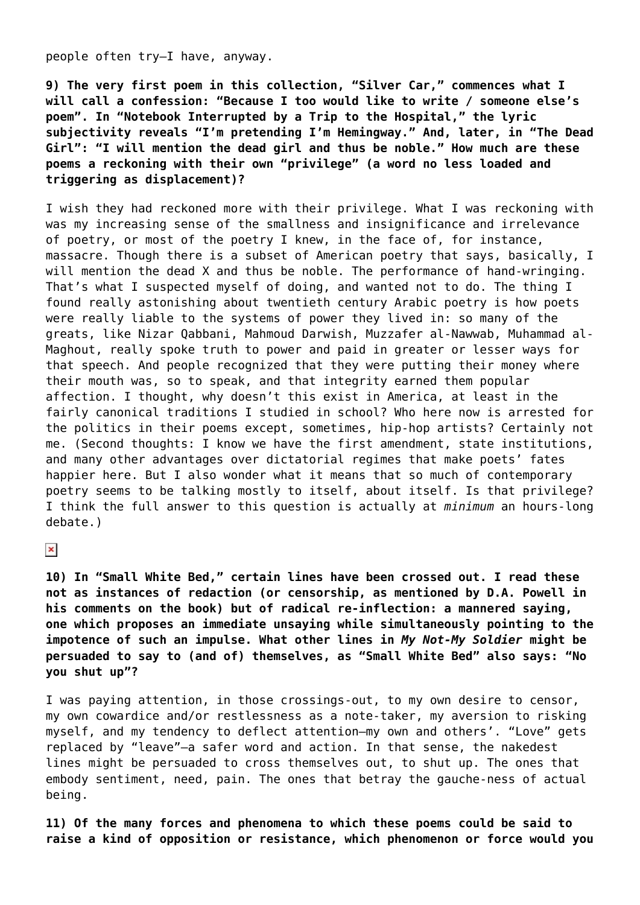people often try—I have, anyway.

**9) The very first poem in this collection, "Silver Car," commences what I will call a confession: "Because I too would like to write / someone else's poem". In "Notebook Interrupted by a Trip to the Hospital," the lyric subjectivity reveals "I'm pretending I'm Hemingway." And, later, in "The Dead Girl": "I will mention the dead girl and thus be noble." How much are these poems a reckoning with their own "privilege" (a word no less loaded and triggering as displacement)?**

I wish they had reckoned more with their privilege. What I was reckoning with was my increasing sense of the smallness and insignificance and irrelevance of poetry, or most of the poetry I knew, in the face of, for instance, massacre. Though there is a subset of American poetry that says, basically, I will mention the dead X and thus be noble. The performance of hand-wringing. That's what I suspected myself of doing, and wanted not to do. The thing I found really astonishing about twentieth century Arabic poetry is how poets were really liable to the systems of power they lived in: so many of the greats, like Nizar Qabbani, Mahmoud Darwish, Muzzafer al-Nawwab, Muhammad al-Maghout, really spoke truth to power and paid in greater or lesser ways for that speech. And people recognized that they were putting their money where their mouth was, so to speak, and that integrity earned them popular affection. I thought, why doesn't this exist in America, at least in the fairly canonical traditions I studied in school? Who here now is arrested for the politics in their poems except, sometimes, hip-hop artists? Certainly not me. (Second thoughts: I know we have the first amendment, state institutions, and many other advantages over dictatorial regimes that make poets' fates happier here. But I also wonder what it means that so much of contemporary poetry seems to be talking mostly to itself, about itself. Is that privilege? I think the full answer to this question is actually at *minimum* an hours-long debate.)

**10) In "Small White Bed," certain lines have been crossed out. I read these not as instances of redaction (or censorship, as mentioned by D.A. Powell in his comments on the book) but of radical re-inflection: a mannered saying, one which proposes an immediate unsaying while simultaneously pointing to the impotence of such an impulse. What other lines in *My Not-My Soldier* might be persuaded to say to (and of) themselves, as "Small White Bed" also says: "No you shut up"?**

I was paying attention, in those crossings-out, to my own desire to censor, my own cowardice and/or restlessness as a note-taker, my aversion to risking myself, and my tendency to deflect attention—my own and others'. "Love" gets replaced by "leave"—a safer word and action. In that sense, the nakedest lines might be persuaded to cross themselves out, to shut up. The ones that embody sentiment, need, pain. The ones that betray the gauche-ness of actual being.

**11) Of the many forces and phenomena to which these poems could be said to raise a kind of opposition or resistance, which phenomenon or force would you**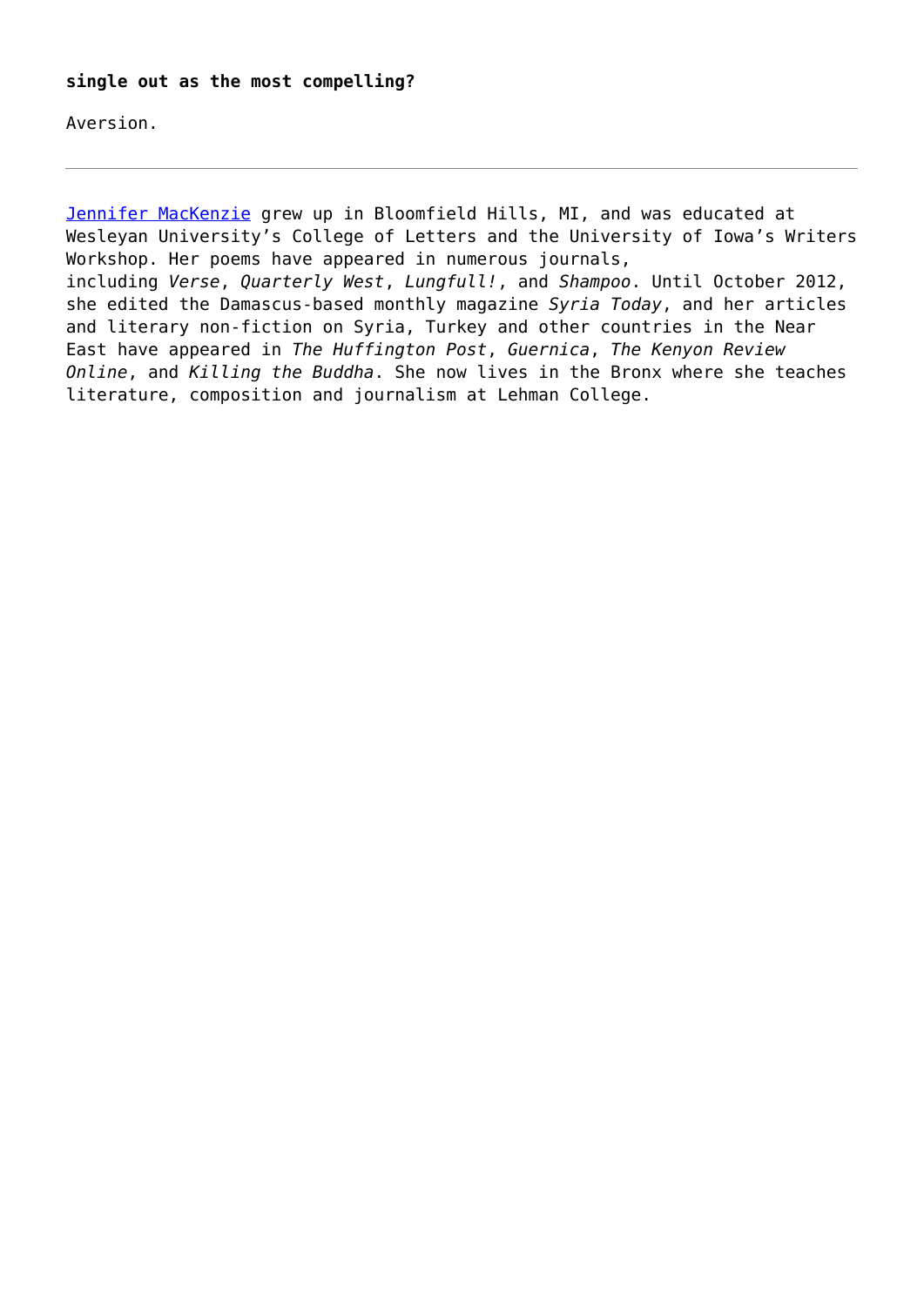**single out as the most compelling?**

Aversion.

---

Jennifer MacKenzie grew up in Bloomfield Hills, MI, and was educated at Wesleyan University's College of Letters and the University of Iowa's Writers Workshop. Her poems have appeared in numerous journals, including *Verse*, *Quarterly West*, *Lungfull!*, and *Shampoo*. Until October 2012, she edited the Damascus-based monthly magazine *Syria Today*, and her articles and literary non-fiction on Syria, Turkey and other countries in the Near East have appeared in *The Huffington Post*, *Guernica*, *The Kenyon Review Online*, and *Killing the Buddha*. She now lives in the Bronx where she teaches literature, composition and journalism at Lehman College.